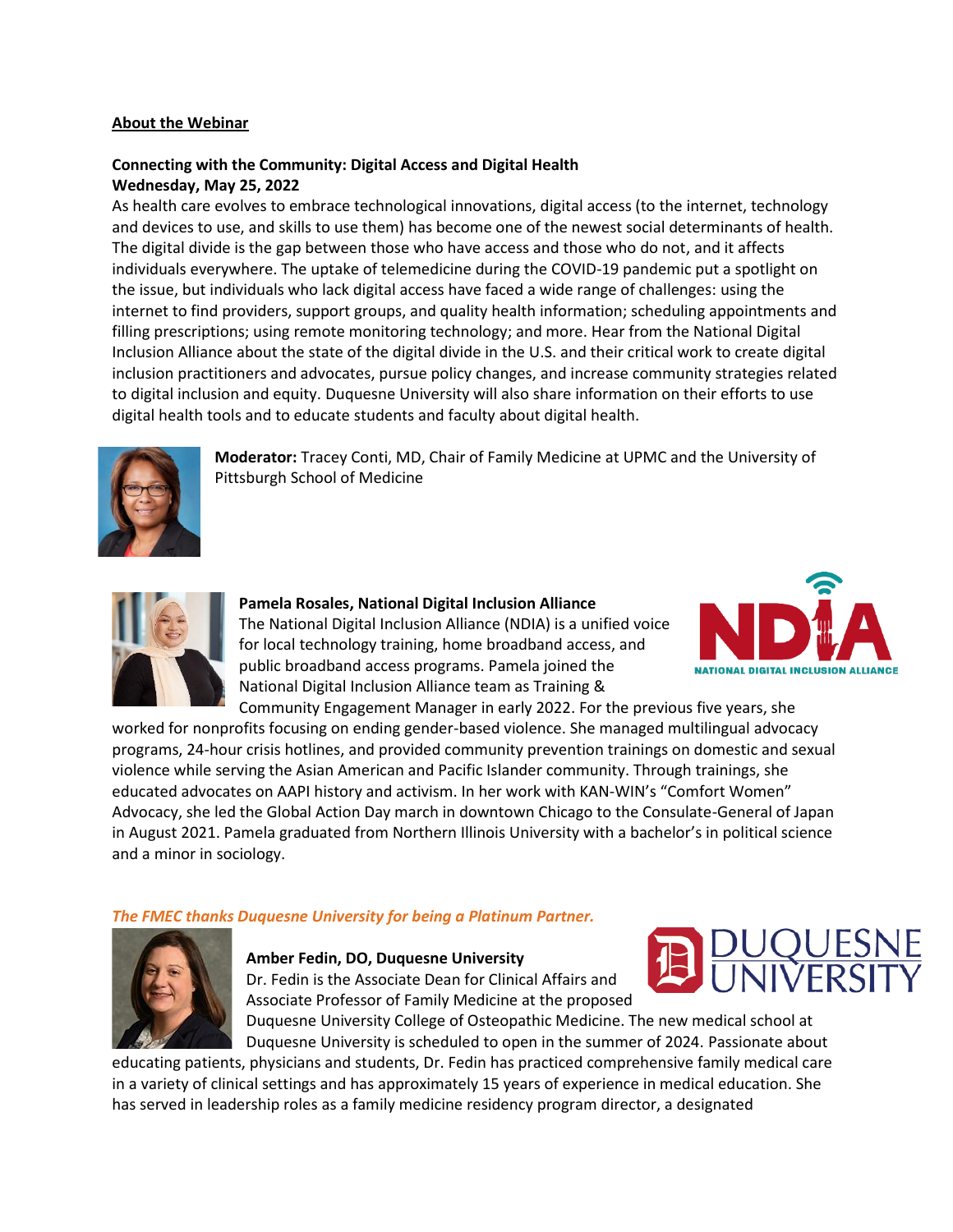## About the Webinar

**Connecting with the Community: Digital Access and Digital Health**
**Wednesday, May 25, 2022**

As health care evolves to embrace technological innovations, digital access (to the internet, technology and devices to use, and skills to use them) has become one of the newest social determinants of health. The digital divide is the gap between those who have access and those who do not, and it affects individuals everywhere. The uptake of telemedicine during the COVID-19 pandemic put a spotlight on the issue, but individuals who lack digital access have faced a wide range of challenges: using the internet to find providers, support groups, and quality health information; scheduling appointments and filling prescriptions; using remote monitoring technology; and more. Hear from the National Digital Inclusion Alliance about the state of the digital divide in the U.S. and their critical work to create digital inclusion practitioners and advocates, pursue policy changes, and increase community strategies related to digital inclusion and equity. Duquesne University will also share information on their efforts to use digital health tools and to educate students and faculty about digital health.

**Moderator:** Tracey Conti, MD, Chair of Family Medicine at UPMC and the University of Pittsburgh School of Medicine

**Pamela Rosales, National Digital Inclusion Alliance**

The National Digital Inclusion Alliance (NDIA) is a unified voice for local technology training, home broadband access, and public broadband access programs. Pamela joined the National Digital Inclusion Alliance team as Training & Community Engagement Manager in early 2022. For the previous five years, she worked for nonprofits focusing on ending gender-based violence. She managed multilingual advocacy programs, 24-hour crisis hotlines, and provided community prevention trainings on domestic and sexual violence while serving the Asian American and Pacific Islander community. Through trainings, she educated advocates on AAPI history and activism. In her work with KAN-WIN's "Comfort Women" Advocacy, she led the Global Action Day march in downtown Chicago to the Consulate-General of Japan in August 2021. Pamela graduated from Northern Illinois University with a bachelor's in political science and a minor in sociology.

*The FMEC thanks Duquesne University for being a Platinum Partner.*

**Amber Fedin, DO, Duquesne University**

Dr. Fedin is the Associate Dean for Clinical Affairs and Associate Professor of Family Medicine at the proposed Duquesne University College of Osteopathic Medicine. The new medical school at Duquesne University is scheduled to open in the summer of 2024. Passionate about educating patients, physicians and students, Dr. Fedin has practiced comprehensive family medical care in a variety of clinical settings and has approximately 15 years of experience in medical education. She has served in leadership roles as a family medicine residency program director, a designated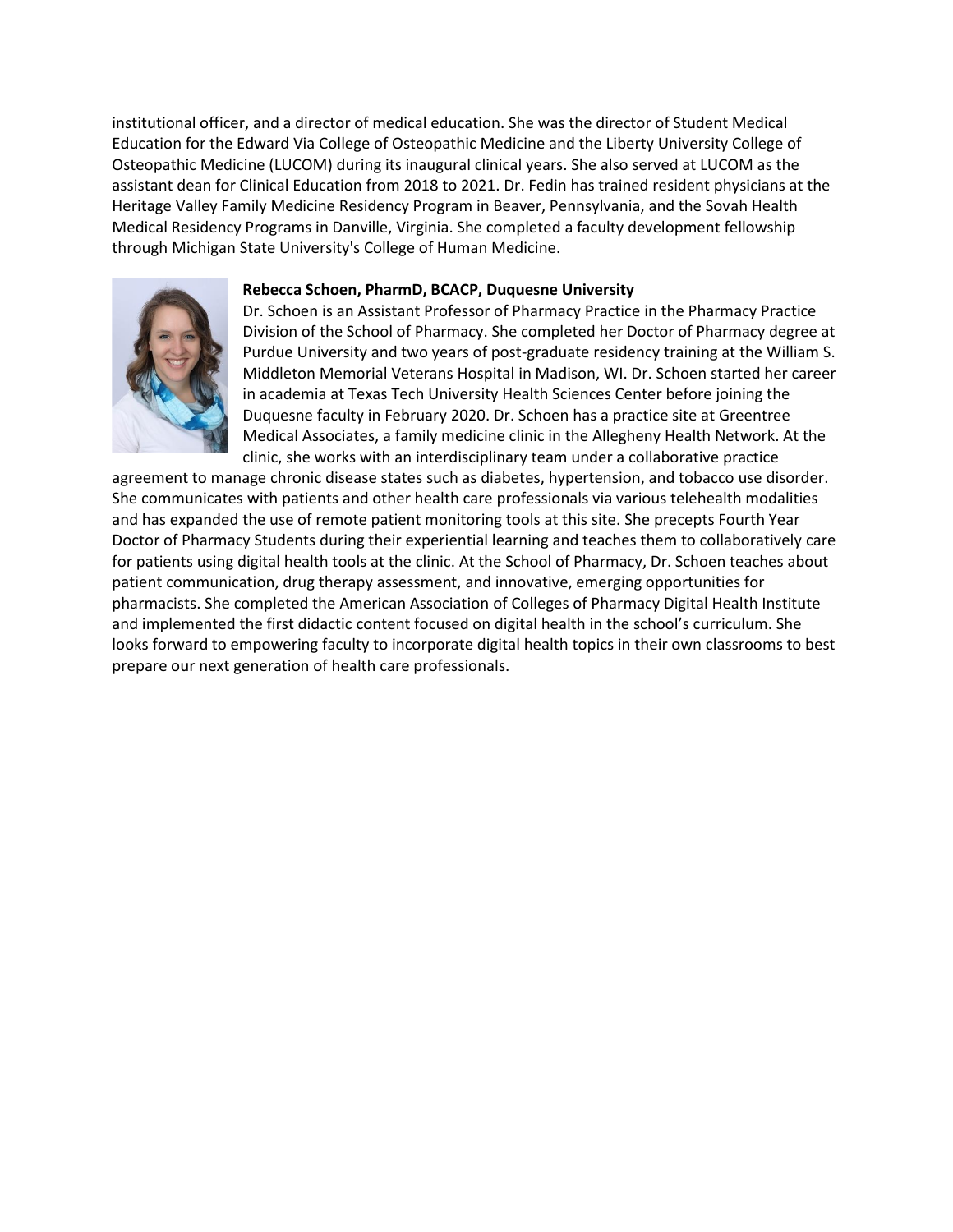institutional officer, and a director of medical education. She was the director of Student Medical Education for the Edward Via College of Osteopathic Medicine and the Liberty University College of Osteopathic Medicine (LUCOM) during its inaugural clinical years. She also served at LUCOM as the assistant dean for Clinical Education from 2018 to 2021. Dr. Fedin has trained resident physicians at the Heritage Valley Family Medicine Residency Program in Beaver, Pennsylvania, and the Sovah Health Medical Residency Programs in Danville, Virginia. She completed a faculty development fellowship through Michigan State University's College of Human Medicine.

**Rebecca Schoen, PharmD, BCACP, Duquesne University**

Dr. Schoen is an Assistant Professor of Pharmacy Practice in the Pharmacy Practice Division of the School of Pharmacy. She completed her Doctor of Pharmacy degree at Purdue University and two years of post-graduate residency training at the William S. Middleton Memorial Veterans Hospital in Madison, WI. Dr. Schoen started her career in academia at Texas Tech University Health Sciences Center before joining the Duquesne faculty in February 2020. Dr. Schoen has a practice site at Greentree Medical Associates, a family medicine clinic in the Allegheny Health Network. At the clinic, she works with an interdisciplinary team under a collaborative practice agreement to manage chronic disease states such as diabetes, hypertension, and tobacco use disorder. She communicates with patients and other health care professionals via various telehealth modalities and has expanded the use of remote patient monitoring tools at this site. She precepts Fourth Year Doctor of Pharmacy Students during their experiential learning and teaches them to collaboratively care for patients using digital health tools at the clinic. At the School of Pharmacy, Dr. Schoen teaches about patient communication, drug therapy assessment, and innovative, emerging opportunities for pharmacists. She completed the American Association of Colleges of Pharmacy Digital Health Institute and implemented the first didactic content focused on digital health in the school's curriculum. She looks forward to empowering faculty to incorporate digital health topics in their own classrooms to best prepare our next generation of health care professionals.